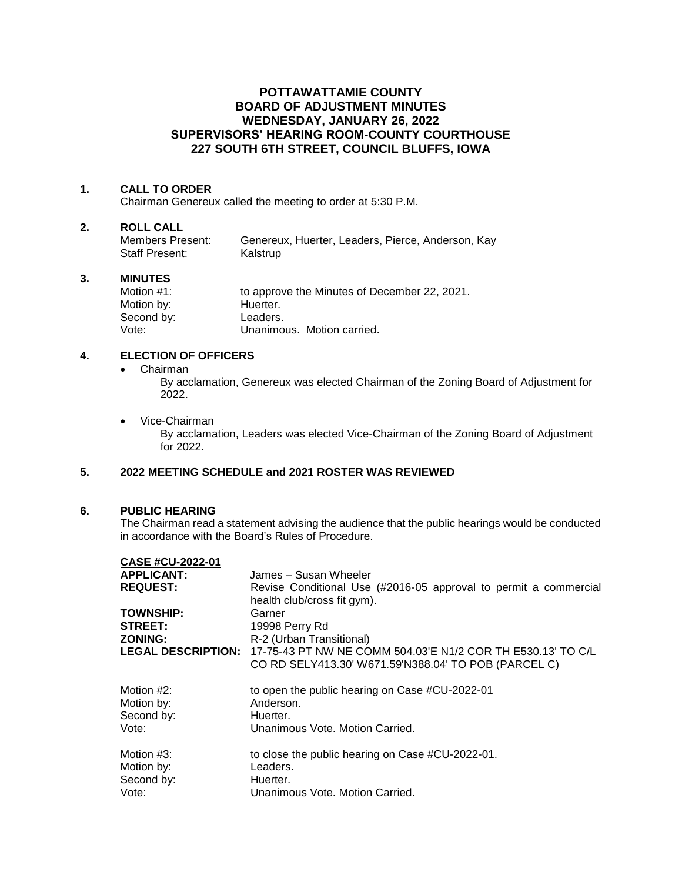# POTTAWATTAMIE COUNTY
# BOARD OF ADJUSTMENT MINUTES
# WEDNESDAY, JANUARY 26, 2022
# SUPERVISORS' HEARING ROOM-COUNTY COURTHOUSE
# 227 SOUTH 6TH STREET, COUNCIL BLUFFS, IOWA

**1. CALL TO ORDER**

Chairman Genereux called the meeting to order at 5:30 P.M.

**2. ROLL CALL**

Members Present: Genereux, Huerter, Leaders, Pierce, Anderson, Kay
Staff Present: Kalstrup

**3. MINUTES**

Motion #1: to approve the Minutes of December 22, 2021.
Motion by: Huerter.
Second by: Leaders.
Vote: Unanimous. Motion carried.

**4. ELECTION OF OFFICERS**

- Chairman
  By acclamation, Genereux was elected Chairman of the Zoning Board of Adjustment for 2022.
- Vice-Chairman
  By acclamation, Leaders was elected Vice-Chairman of the Zoning Board of Adjustment for 2022.

**5. 2022 MEETING SCHEDULE and 2021 ROSTER WAS REVIEWED**

**6. PUBLIC HEARING**

The Chairman read a statement advising the audience that the public hearings would be conducted in accordance with the Board's Rules of Procedure.

**CASE #CU-2022-01**

**APPLICANT:** James – Susan Wheeler
**REQUEST:** Revise Conditional Use (#2016-05 approval to permit a commercial health club/cross fit gym).
**TOWNSHIP:** Garner
**STREET:** 19998 Perry Rd
**ZONING:** R-2 (Urban Transitional)
**LEGAL DESCRIPTION:** 17-75-43 PT NW NE COMM 504.03'E N1/2 COR TH E530.13' TO C/L CO RD SELY413.30' W671.59'N388.04' TO POB (PARCEL C)

Motion #2: to open the public hearing on Case #CU-2022-01
Motion by: Anderson.
Second by: Huerter.
Vote: Unanimous Vote. Motion Carried.

Motion #3: to close the public hearing on Case #CU-2022-01.
Motion by: Leaders.
Second by: Huerter.
Vote: Unanimous Vote. Motion Carried.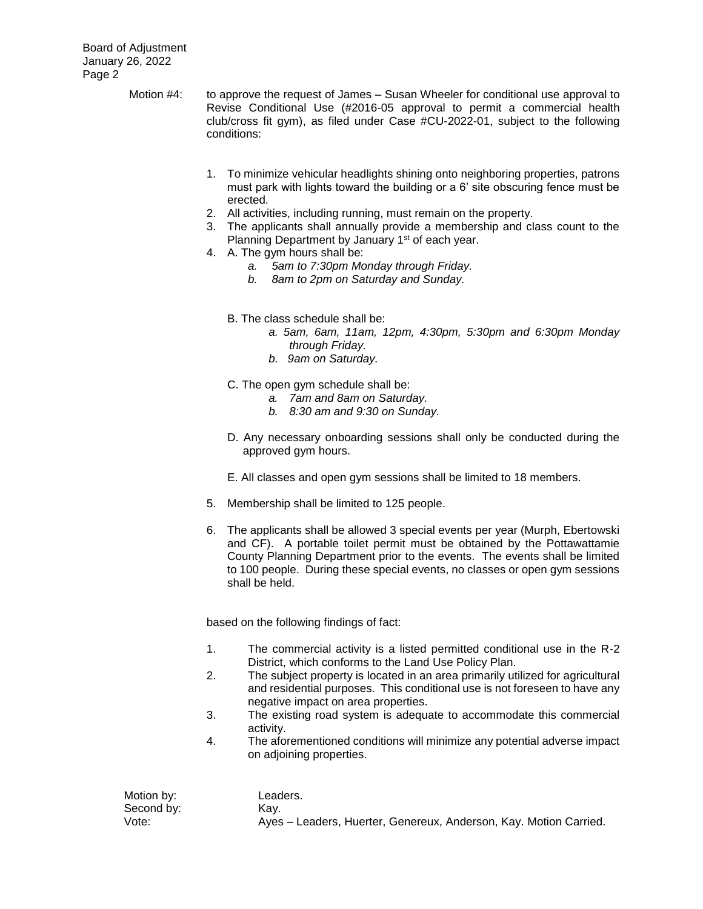Motion #4: to approve the request of James – Susan Wheeler for conditional use approval to Revise Conditional Use (#2016-05 approval to permit a commercial health club/cross fit gym), as filed under Case #CU-2022-01, subject to the following conditions:

1. To minimize vehicular headlights shining onto neighboring properties, patrons must park with lights toward the building or a 6' site obscuring fence must be erected.
2. All activities, including running, must remain on the property.
3. The applicants shall annually provide a membership and class count to the Planning Department by January 1st of each year.
4. A. The gym hours shall be:
   - *a. 5am to 7:30pm Monday through Friday.*
   - *b. 8am to 2pm on Saturday and Sunday.*

   B. The class schedule shall be:
   - *a. 5am, 6am, 11am, 12pm, 4:30pm, 5:30pm and 6:30pm Monday through Friday.*
   - *b. 9am on Saturday.*

   C. The open gym schedule shall be:
   - *a. 7am and 8am on Saturday.*
   - *b. 8:30 am and 9:30 on Sunday.*

   D. Any necessary onboarding sessions shall only be conducted during the approved gym hours.

   E. All classes and open gym sessions shall be limited to 18 members.

5. Membership shall be limited to 125 people.

6. The applicants shall be allowed 3 special events per year (Murph, Ebertowski and CF). A portable toilet permit must be obtained by the Pottawattamie County Planning Department prior to the events. The events shall be limited to 100 people. During these special events, no classes or open gym sessions shall be held.

based on the following findings of fact:

1. The commercial activity is a listed permitted conditional use in the R-2 District, which conforms to the Land Use Policy Plan.
2. The subject property is located in an area primarily utilized for agricultural and residential purposes. This conditional use is not foreseen to have any negative impact on area properties.
3. The existing road system is adequate to accommodate this commercial activity.
4. The aforementioned conditions will minimize any potential adverse impact on adjoining properties.

Motion by: Leaders.
Second by: Kay.
Vote: Ayes – Leaders, Huerter, Genereux, Anderson, Kay. Motion Carried.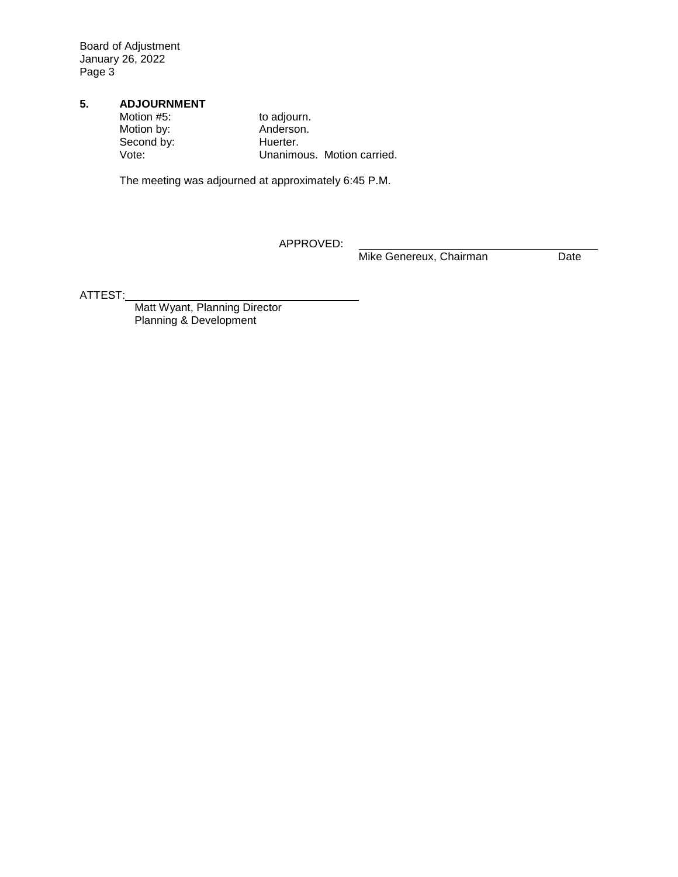## 5. ADJOURNMENT

| | |
|---|---|
| Motion #5: | to adjourn. |
| Motion by: | Anderson. |
| Second by: | Huerter. |
| Vote: | Unanimous. Motion carried. |

The meeting was adjourned at approximately 6:45 P.M.

APPROVED: ______________________________

Mike Genereux, Chairman Date

ATTEST: ______________________________

Matt Wyant, Planning Director
Planning & Development